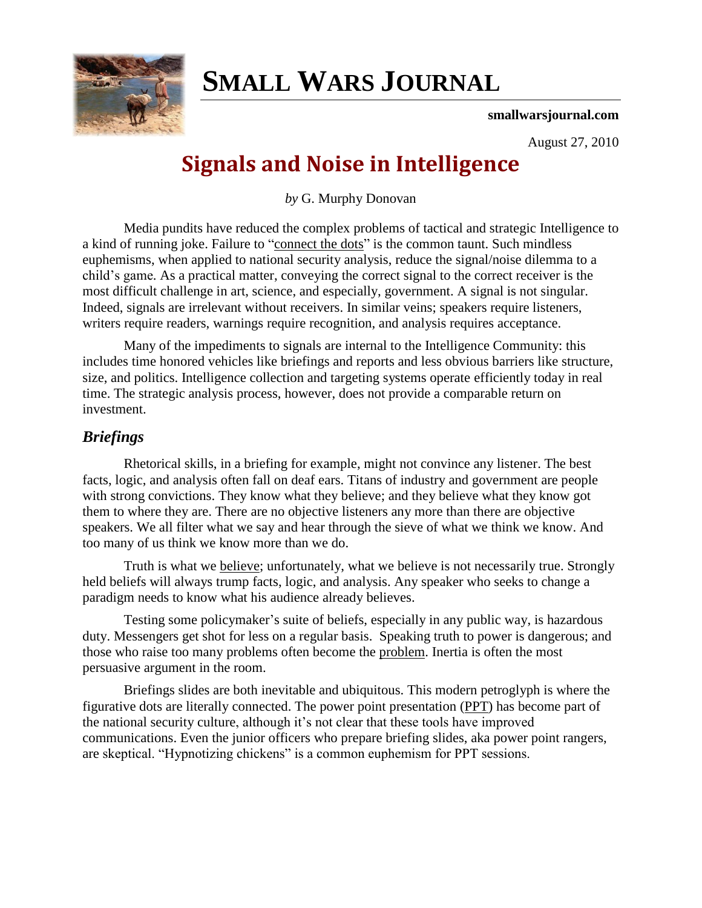# SMALL WARS JOURNAL

**smallwarsjournal.com**

August 27, 2010

## Signals and Noise in Intelligence

*by* G. Murphy Donovan

Media pundits have reduced the complex problems of tactical and strategic Intelligence to a kind of running joke. Failure to "connect the dots" is the common taunt. Such mindless euphemisms, when applied to national security analysis, reduce the signal/noise dilemma to a child's game. As a practical matter, conveying the correct signal to the correct receiver is the most difficult challenge in art, science, and especially, government. A signal is not singular. Indeed, signals are irrelevant without receivers. In similar veins; speakers require listeners, writers require readers, warnings require recognition, and analysis requires acceptance.

Many of the impediments to signals are internal to the Intelligence Community: this includes time honored vehicles like briefings and reports and less obvious barriers like structure, size, and politics. Intelligence collection and targeting systems operate efficiently today in real time. The strategic analysis process, however, does not provide a comparable return on investment.

### *Briefings*

Rhetorical skills, in a briefing for example, might not convince any listener. The best facts, logic, and analysis often fall on deaf ears. Titans of industry and government are people with strong convictions. They know what they believe; and they believe what they know got them to where they are. There are no objective listeners any more than there are objective speakers. We all filter what we say and hear through the sieve of what we think we know. And too many of us think we know more than we do.

Truth is what we believe; unfortunately, what we believe is not necessarily true. Strongly held beliefs will always trump facts, logic, and analysis. Any speaker who seeks to change a paradigm needs to know what his audience already believes.

Testing some policymaker's suite of beliefs, especially in any public way, is hazardous duty. Messengers get shot for less on a regular basis. Speaking truth to power is dangerous; and those who raise too many problems often become the problem. Inertia is often the most persuasive argument in the room.

Briefings slides are both inevitable and ubiquitous. This modern petroglyph is where the figurative dots are literally connected. The power point presentation (PPT) has become part of the national security culture, although it's not clear that these tools have improved communications. Even the junior officers who prepare briefing slides, aka power point rangers, are skeptical. "Hypnotizing chickens" is a common euphemism for PPT sessions.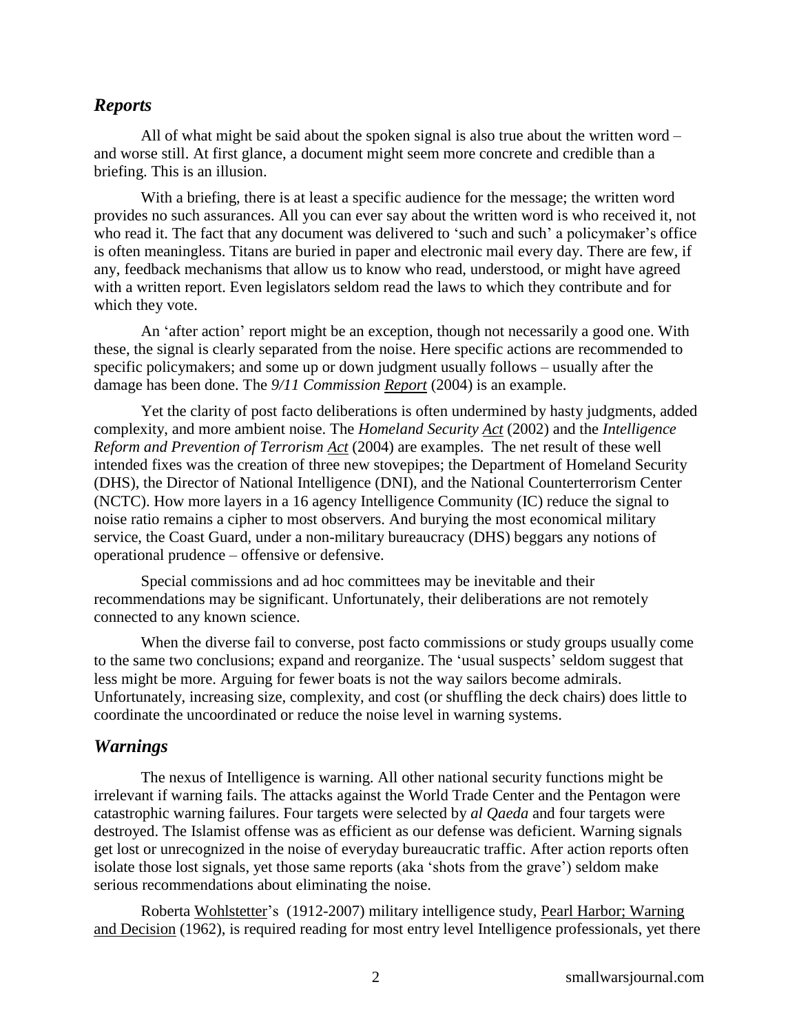## *Reports*

All of what might be said about the spoken signal is also true about the written word – and worse still. At first glance, a document might seem more concrete and credible than a briefing. This is an illusion.

With a briefing, there is at least a specific audience for the message; the written word provides no such assurances. All you can ever say about the written word is who received it, not who read it. The fact that any document was delivered to 'such and such' a policymaker's office is often meaningless. Titans are buried in paper and electronic mail every day. There are few, if any, feedback mechanisms that allow us to know who read, understood, or might have agreed with a written report. Even legislators seldom read the laws to which they contribute and for which they vote.

An 'after action' report might be an exception, though not necessarily a good one. With these, the signal is clearly separated from the noise. Here specific actions are recommended to specific policymakers; and some up or down judgment usually follows – usually after the damage has been done. The *9/11 Commission Report* (2004) is an example.

Yet the clarity of post facto deliberations is often undermined by hasty judgments, added complexity, and more ambient noise. The *Homeland Security Act* (2002) and the *Intelligence Reform and Prevention of Terrorism Act* (2004) are examples. The net result of these well intended fixes was the creation of three new stovepipes; the Department of Homeland Security (DHS), the Director of National Intelligence (DNI), and the National Counterterrorism Center (NCTC). How more layers in a 16 agency Intelligence Community (IC) reduce the signal to noise ratio remains a cipher to most observers. And burying the most economical military service, the Coast Guard, under a non-military bureaucracy (DHS) beggars any notions of operational prudence – offensive or defensive.

Special commissions and ad hoc committees may be inevitable and their recommendations may be significant. Unfortunately, their deliberations are not remotely connected to any known science.

When the diverse fail to converse, post facto commissions or study groups usually come to the same two conclusions; expand and reorganize. The 'usual suspects' seldom suggest that less might be more. Arguing for fewer boats is not the way sailors become admirals. Unfortunately, increasing size, complexity, and cost (or shuffling the deck chairs) does little to coordinate the uncoordinated or reduce the noise level in warning systems.

## *Warnings*

The nexus of Intelligence is warning. All other national security functions might be irrelevant if warning fails. The attacks against the World Trade Center and the Pentagon were catastrophic warning failures. Four targets were selected by *al Qaeda* and four targets were destroyed. The Islamist offense was as efficient as our defense was deficient. Warning signals get lost or unrecognized in the noise of everyday bureaucratic traffic. After action reports often isolate those lost signals, yet those same reports (aka 'shots from the grave') seldom make serious recommendations about eliminating the noise.

Roberta Wohlstetter's (1912-2007) military intelligence study, Pearl Harbor; Warning and Decision (1962), is required reading for most entry level Intelligence professionals, yet there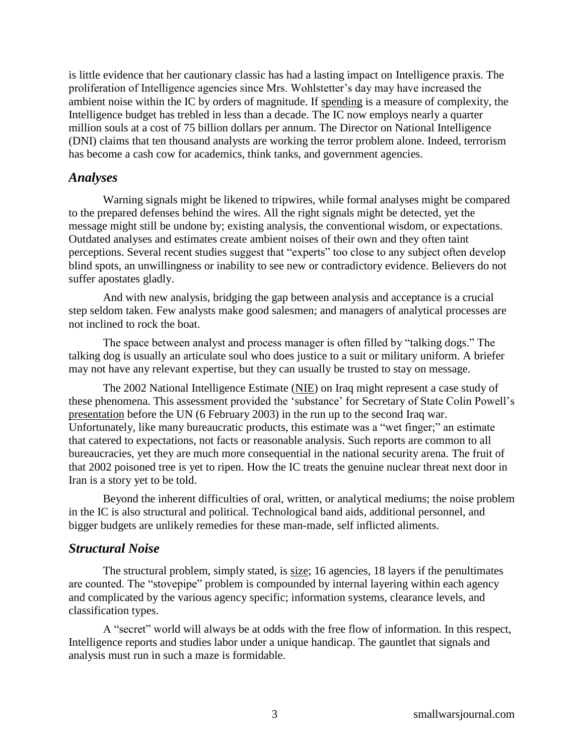is little evidence that her cautionary classic has had a lasting impact on Intelligence praxis. The proliferation of Intelligence agencies since Mrs. Wohlstetter's day may have increased the ambient noise within the IC by orders of magnitude. If spending is a measure of complexity, the Intelligence budget has trebled in less than a decade. The IC now employs nearly a quarter million souls at a cost of 75 billion dollars per annum. The Director on National Intelligence (DNI) claims that ten thousand analysts are working the terror problem alone. Indeed, terrorism has become a cash cow for academics, think tanks, and government agencies.

## *Analyses*

Warning signals might be likened to tripwires, while formal analyses might be compared to the prepared defenses behind the wires. All the right signals might be detected, yet the message might still be undone by; existing analysis, the conventional wisdom, or expectations. Outdated analyses and estimates create ambient noises of their own and they often taint perceptions. Several recent studies suggest that "experts" too close to any subject often develop blind spots, an unwillingness or inability to see new or contradictory evidence. Believers do not suffer apostates gladly.

And with new analysis, bridging the gap between analysis and acceptance is a crucial step seldom taken. Few analysts make good salesmen; and managers of analytical processes are not inclined to rock the boat.

The space between analyst and process manager is often filled by "talking dogs." The talking dog is usually an articulate soul who does justice to a suit or military uniform. A briefer may not have any relevant expertise, but they can usually be trusted to stay on message.

The 2002 National Intelligence Estimate (NIE) on Iraq might represent a case study of these phenomena. This assessment provided the 'substance' for Secretary of State Colin Powell's presentation before the UN (6 February 2003) in the run up to the second Iraq war. Unfortunately, like many bureaucratic products, this estimate was a "wet finger;" an estimate that catered to expectations, not facts or reasonable analysis. Such reports are common to all bureaucracies, yet they are much more consequential in the national security arena. The fruit of that 2002 poisoned tree is yet to ripen. How the IC treats the genuine nuclear threat next door in Iran is a story yet to be told.

Beyond the inherent difficulties of oral, written, or analytical mediums; the noise problem in the IC is also structural and political. Technological band aids, additional personnel, and bigger budgets are unlikely remedies for these man-made, self inflicted aliments.

## *Structural Noise*

The structural problem, simply stated, is size; 16 agencies, 18 layers if the penultimates are counted. The "stovepipe" problem is compounded by internal layering within each agency and complicated by the various agency specific; information systems, clearance levels, and classification types.

A "secret" world will always be at odds with the free flow of information. In this respect, Intelligence reports and studies labor under a unique handicap. The gauntlet that signals and analysis must run in such a maze is formidable.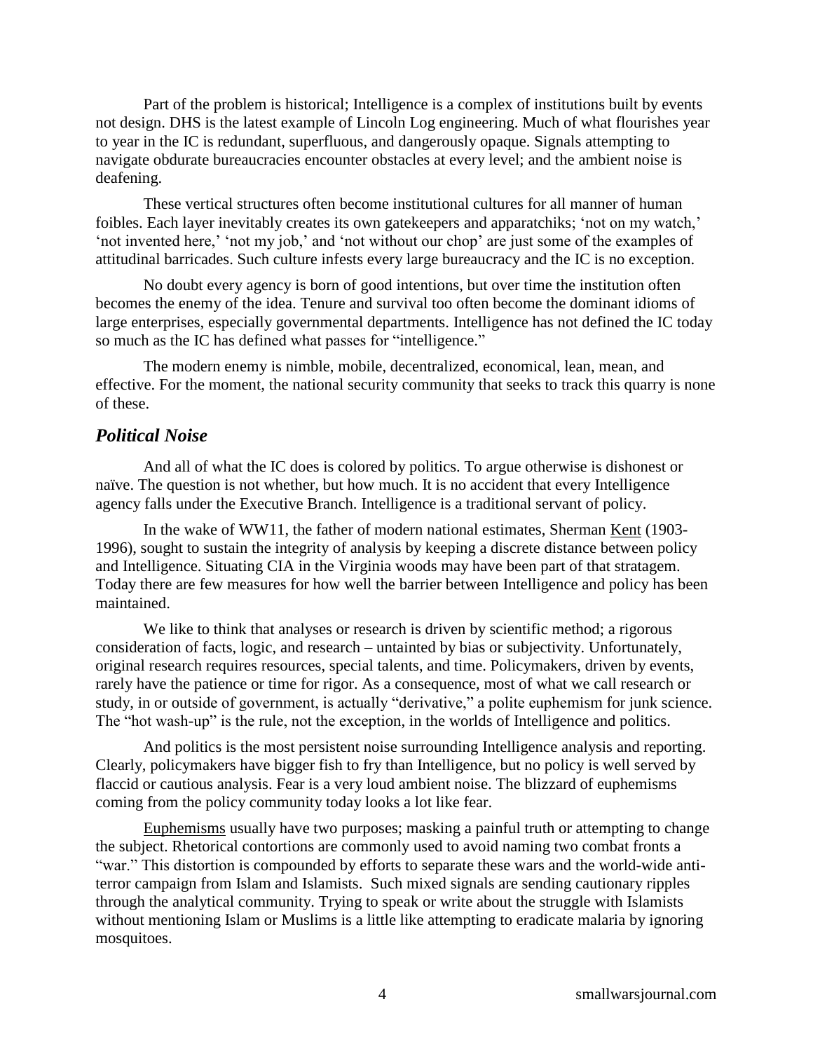Part of the problem is historical; Intelligence is a complex of institutions built by events not design. DHS is the latest example of Lincoln Log engineering. Much of what flourishes year to year in the IC is redundant, superfluous, and dangerously opaque. Signals attempting to navigate obdurate bureaucracies encounter obstacles at every level; and the ambient noise is deafening.

These vertical structures often become institutional cultures for all manner of human foibles. Each layer inevitably creates its own gatekeepers and apparatchiks; 'not on my watch,' 'not invented here,' 'not my job,' and 'not without our chop' are just some of the examples of attitudinal barricades. Such culture infests every large bureaucracy and the IC is no exception.

No doubt every agency is born of good intentions, but over time the institution often becomes the enemy of the idea. Tenure and survival too often become the dominant idioms of large enterprises, especially governmental departments. Intelligence has not defined the IC today so much as the IC has defined what passes for "intelligence."

The modern enemy is nimble, mobile, decentralized, economical, lean, mean, and effective. For the moment, the national security community that seeks to track this quarry is none of these.

## *Political Noise*

And all of what the IC does is colored by politics. To argue otherwise is dishonest or naïve. The question is not whether, but how much. It is no accident that every Intelligence agency falls under the Executive Branch. Intelligence is a traditional servant of policy.

In the wake of WW11, the father of modern national estimates, Sherman Kent (1903-1996), sought to sustain the integrity of analysis by keeping a discrete distance between policy and Intelligence. Situating CIA in the Virginia woods may have been part of that stratagem. Today there are few measures for how well the barrier between Intelligence and policy has been maintained.

We like to think that analyses or research is driven by scientific method; a rigorous consideration of facts, logic, and research – untainted by bias or subjectivity. Unfortunately, original research requires resources, special talents, and time. Policymakers, driven by events, rarely have the patience or time for rigor. As a consequence, most of what we call research or study, in or outside of government, is actually "derivative," a polite euphemism for junk science. The "hot wash-up" is the rule, not the exception, in the worlds of Intelligence and politics.

And politics is the most persistent noise surrounding Intelligence analysis and reporting. Clearly, policymakers have bigger fish to fry than Intelligence, but no policy is well served by flaccid or cautious analysis. Fear is a very loud ambient noise. The blizzard of euphemisms coming from the policy community today looks a lot like fear.

Euphemisms usually have two purposes; masking a painful truth or attempting to change the subject. Rhetorical contortions are commonly used to avoid naming two combat fronts a "war." This distortion is compounded by efforts to separate these wars and the world-wide anti-terror campaign from Islam and Islamists. Such mixed signals are sending cautionary ripples through the analytical community. Trying to speak or write about the struggle with Islamists without mentioning Islam or Muslims is a little like attempting to eradicate malaria by ignoring mosquitoes.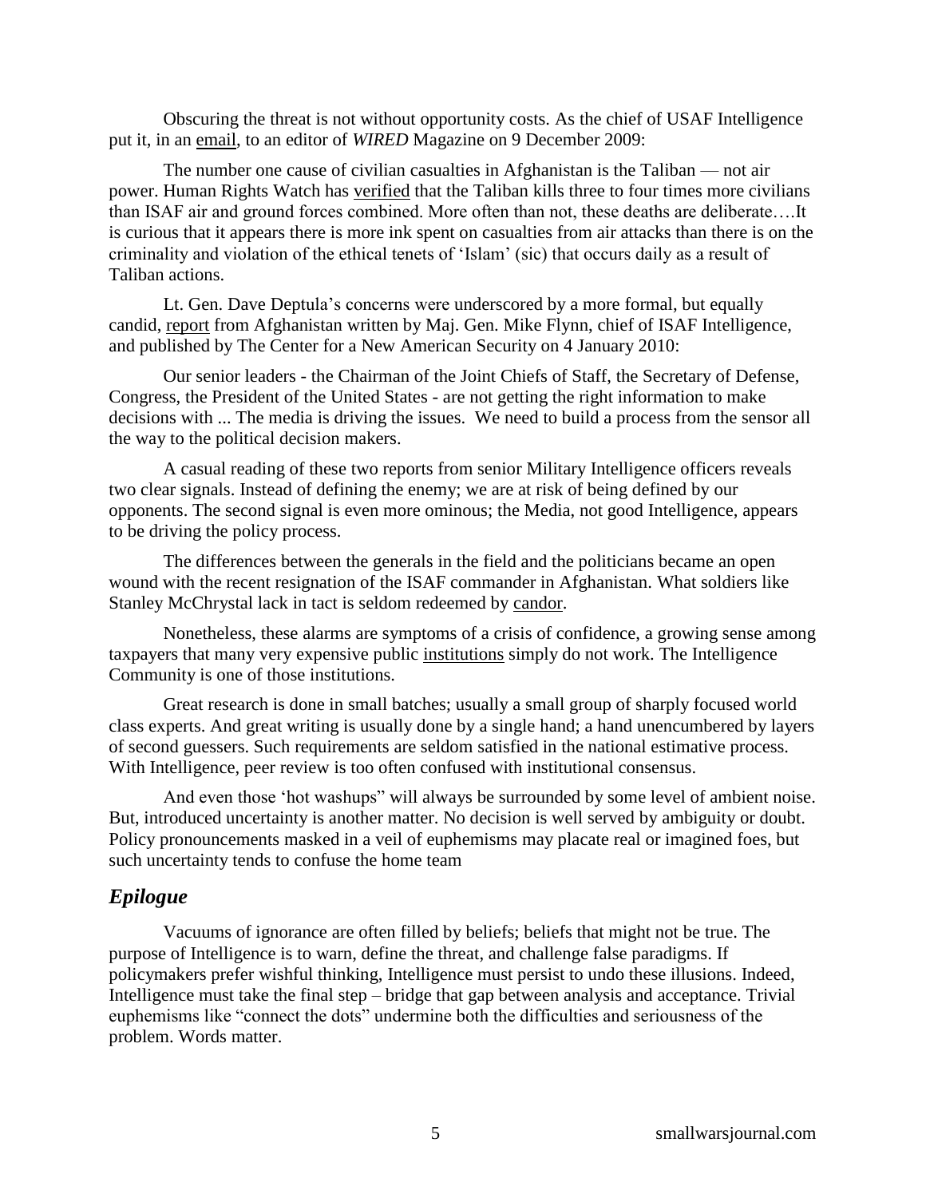Obscuring the threat is not without opportunity costs. As the chief of USAF Intelligence put it, in an email, to an editor of *WIRED* Magazine on 9 December 2009:

The number one cause of civilian casualties in Afghanistan is the Taliban — not air power. Human Rights Watch has verified that the Taliban kills three to four times more civilians than ISAF air and ground forces combined. More often than not, these deaths are deliberate….It is curious that it appears there is more ink spent on casualties from air attacks than there is on the criminality and violation of the ethical tenets of 'Islam' (sic) that occurs daily as a result of Taliban actions.

Lt. Gen. Dave Deptula's concerns were underscored by a more formal, but equally candid, report from Afghanistan written by Maj. Gen. Mike Flynn, chief of ISAF Intelligence, and published by The Center for a New American Security on 4 January 2010:

Our senior leaders - the Chairman of the Joint Chiefs of Staff, the Secretary of Defense, Congress, the President of the United States - are not getting the right information to make decisions with ... The media is driving the issues. We need to build a process from the sensor all the way to the political decision makers.

A casual reading of these two reports from senior Military Intelligence officers reveals two clear signals. Instead of defining the enemy; we are at risk of being defined by our opponents. The second signal is even more ominous; the Media, not good Intelligence, appears to be driving the policy process.

The differences between the generals in the field and the politicians became an open wound with the recent resignation of the ISAF commander in Afghanistan. What soldiers like Stanley McChrystal lack in tact is seldom redeemed by candor.

Nonetheless, these alarms are symptoms of a crisis of confidence, a growing sense among taxpayers that many very expensive public institutions simply do not work. The Intelligence Community is one of those institutions.

Great research is done in small batches; usually a small group of sharply focused world class experts. And great writing is usually done by a single hand; a hand unencumbered by layers of second guessers. Such requirements are seldom satisfied in the national estimative process. With Intelligence, peer review is too often confused with institutional consensus.

And even those 'hot washups" will always be surrounded by some level of ambient noise. But, introduced uncertainty is another matter. No decision is well served by ambiguity or doubt. Policy pronouncements masked in a veil of euphemisms may placate real or imagined foes, but such uncertainty tends to confuse the home team

## *Epilogue*

Vacuums of ignorance are often filled by beliefs; beliefs that might not be true. The purpose of Intelligence is to warn, define the threat, and challenge false paradigms. If policymakers prefer wishful thinking, Intelligence must persist to undo these illusions. Indeed, Intelligence must take the final step – bridge that gap between analysis and acceptance. Trivial euphemisms like "connect the dots" undermine both the difficulties and seriousness of the problem. Words matter.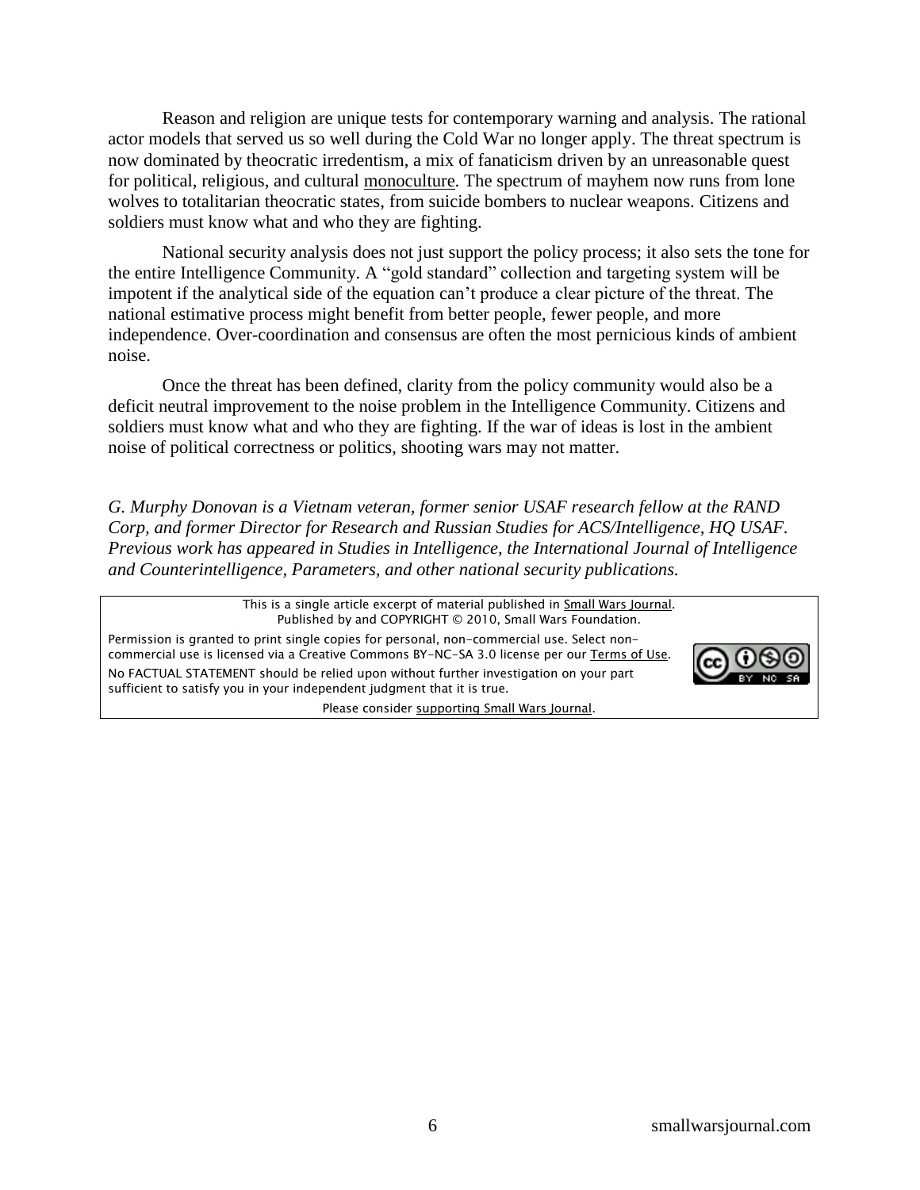Reason and religion are unique tests for contemporary warning and analysis. The rational actor models that served us so well during the Cold War no longer apply. The threat spectrum is now dominated by theocratic irredentism, a mix of fanaticism driven by an unreasonable quest for political, religious, and cultural monoculture. The spectrum of mayhem now runs from lone wolves to totalitarian theocratic states, from suicide bombers to nuclear weapons. Citizens and soldiers must know what and who they are fighting.

National security analysis does not just support the policy process; it also sets the tone for the entire Intelligence Community. A "gold standard" collection and targeting system will be impotent if the analytical side of the equation can't produce a clear picture of the threat. The national estimative process might benefit from better people, fewer people, and more independence. Over-coordination and consensus are often the most pernicious kinds of ambient noise.

Once the threat has been defined, clarity from the policy community would also be a deficit neutral improvement to the noise problem in the Intelligence Community. Citizens and soldiers must know what and who they are fighting. If the war of ideas is lost in the ambient noise of political correctness or politics, shooting wars may not matter.

*G. Murphy Donovan is a Vietnam veteran, former senior USAF research fellow at the RAND Corp, and former Director for Research and Russian Studies for ACS/Intelligence, HQ USAF. Previous work has appeared in Studies in Intelligence, the International Journal of Intelligence and Counterintelligence, Parameters, and other national security publications.*

This is a single article excerpt of material published in Small Wars Journal.
Published by and COPYRIGHT © 2010, Small Wars Foundation.

Permission is granted to print single copies for personal, non-commercial use. Select non-commercial use is licensed via a Creative Commons BY-NC-SA 3.0 license per our Terms of Use.

No FACTUAL STATEMENT should be relied upon without further investigation on your part sufficient to satisfy you in your independent judgment that it is true.

Please consider supporting Small Wars Journal.